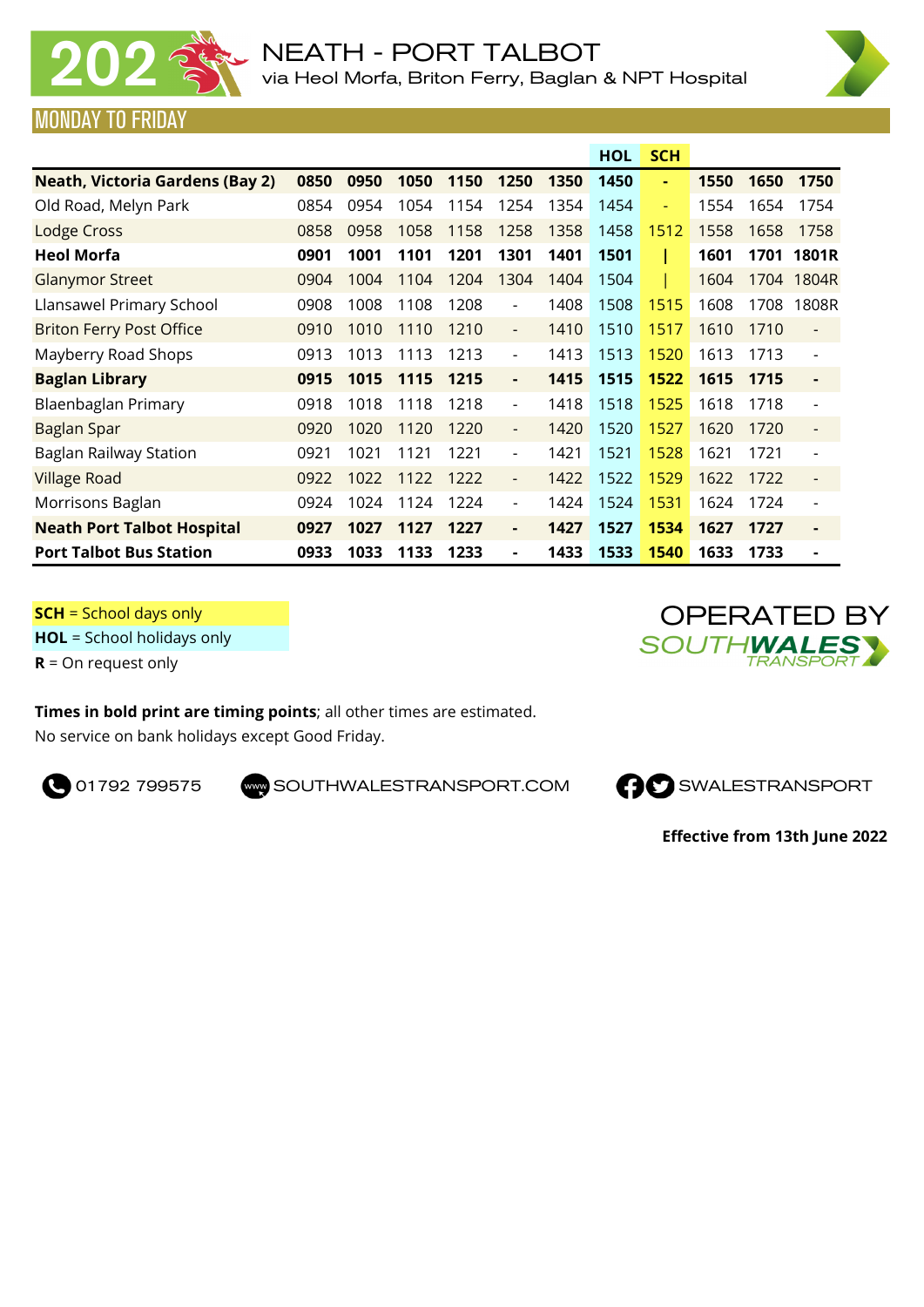# 202 NEATH - PORT TALBOT

via Heol Morfa, Briton Ferry, Baglan & NPT Hospital

## MONDAY TO FRIDAY

| | | | | | | | HOL | SCH | | | |
|---|---|---|---|---|---|---|---|---|---|---|---|
| **Neath, Victoria Gardens (Bay 2)** | **0850** | **0950** | **1050** | **1150** | **1250** | **1350** | **1450** | **-** | **1550** | **1650** | **1750** |
| Old Road, Melyn Park | 0854 | 0954 | 1054 | 1154 | 1254 | 1354 | 1454 | - | 1554 | 1654 | 1754 |
| Lodge Cross | 0858 | 0958 | 1058 | 1158 | 1258 | 1358 | 1458 | 1512 | 1558 | 1658 | 1758 |
| **Heol Morfa** | **0901** | **1001** | **1101** | **1201** | **1301** | **1401** | **1501** | **\|** | **1601** | **1701** | **1801R** |
| Glanymor Street | 0904 | 1004 | 1104 | 1204 | 1304 | 1404 | 1504 | \| | 1604 | 1704 | 1804R |
| Llansawel Primary School | 0908 | 1008 | 1108 | 1208 | - | 1408 | 1508 | 1515 | 1608 | 1708 | 1808R |
| Briton Ferry Post Office | 0910 | 1010 | 1110 | 1210 | - | 1410 | 1510 | 1517 | 1610 | 1710 | - |
| Mayberry Road Shops | 0913 | 1013 | 1113 | 1213 | - | 1413 | 1513 | 1520 | 1613 | 1713 | - |
| **Baglan Library** | **0915** | **1015** | **1115** | **1215** | **-** | **1415** | **1515** | **1522** | **1615** | **1715** | **-** |
| Blaenbaglan Primary | 0918 | 1018 | 1118 | 1218 | - | 1418 | 1518 | 1525 | 1618 | 1718 | - |
| Baglan Spar | 0920 | 1020 | 1120 | 1220 | - | 1420 | 1520 | 1527 | 1620 | 1720 | - |
| Baglan Railway Station | 0921 | 1021 | 1121 | 1221 | - | 1421 | 1521 | 1528 | 1621 | 1721 | - |
| Village Road | 0922 | 1022 | 1122 | 1222 | - | 1422 | 1522 | 1529 | 1622 | 1722 | - |
| Morrisons Baglan | 0924 | 1024 | 1124 | 1224 | - | 1424 | 1524 | 1531 | 1624 | 1724 | - |
| **Neath Port Talbot Hospital** | **0927** | **1027** | **1127** | **1227** | **-** | **1427** | **1527** | **1534** | **1627** | **1727** | **-** |
| **Port Talbot Bus Station** | **0933** | **1033** | **1133** | **1233** | **-** | **1433** | **1533** | **1540** | **1633** | **1733** | **-** |

**SCH** = School days only
**HOL** = School holidays only
**R** = On request only

OPERATED BY SOUTHWALES TRANSPORT

**Times in bold print are timing points**; all other times are estimated.
No service on bank holidays except Good Friday.

01792 799575 SOUTHWALESTRANSPORT.COM SWALESTRANSPORT

**Effective from 13th June 2022**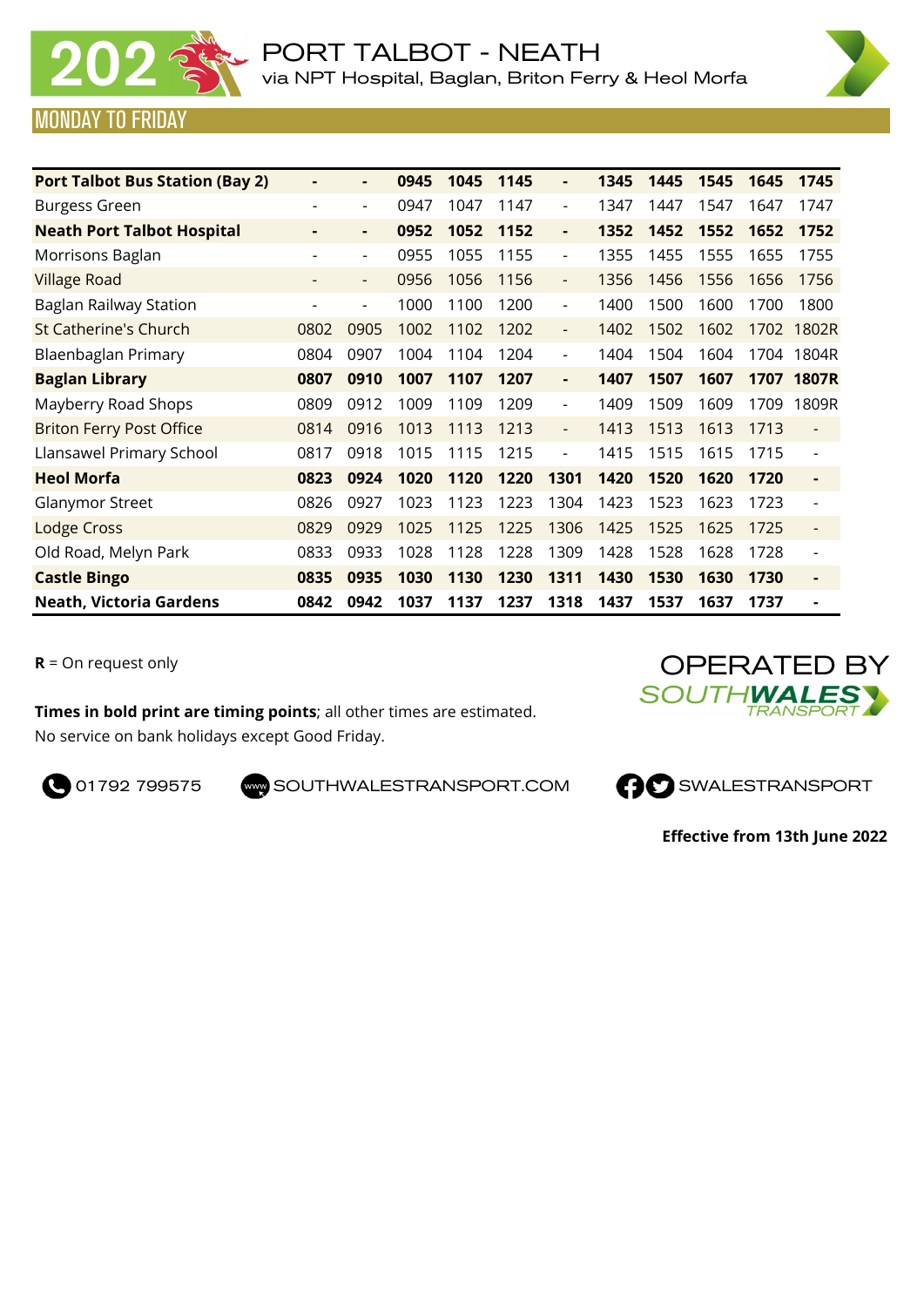# 202 PORT TALBOT - NEATH

via NPT Hospital, Baglan, Briton Ferry & Heol Morfa

## MONDAY TO FRIDAY

| | | | | | | | | | | | |
|---|---|---|---|---|---|---|---|---|---|---|---|
| **Port Talbot Bus Station (Bay 2)** | **-** | **-** | **0945** | **1045** | **1145** | **-** | **1345** | **1445** | **1545** | **1645** | **1745** |
| Burgess Green | - | - | 0947 | 1047 | 1147 | - | 1347 | 1447 | 1547 | 1647 | 1747 |
| **Neath Port Talbot Hospital** | **-** | **-** | **0952** | **1052** | **1152** | **-** | **1352** | **1452** | **1552** | **1652** | **1752** |
| Morrisons Baglan | - | - | 0955 | 1055 | 1155 | - | 1355 | 1455 | 1555 | 1655 | 1755 |
| Village Road | - | - | 0956 | 1056 | 1156 | - | 1356 | 1456 | 1556 | 1656 | 1756 |
| Baglan Railway Station | - | - | 1000 | 1100 | 1200 | - | 1400 | 1500 | 1600 | 1700 | 1800 |
| St Catherine's Church | 0802 | 0905 | 1002 | 1102 | 1202 | - | 1402 | 1502 | 1602 | 1702 | 1802R |
| Blaenbaglan Primary | 0804 | 0907 | 1004 | 1104 | 1204 | - | 1404 | 1504 | 1604 | 1704 | 1804R |
| **Baglan Library** | **0807** | **0910** | **1007** | **1107** | **1207** | **-** | **1407** | **1507** | **1607** | **1707** | **1807R** |
| Mayberry Road Shops | 0809 | 0912 | 1009 | 1109 | 1209 | - | 1409 | 1509 | 1609 | 1709 | 1809R |
| Briton Ferry Post Office | 0814 | 0916 | 1013 | 1113 | 1213 | - | 1413 | 1513 | 1613 | 1713 | - |
| Llansawel Primary School | 0817 | 0918 | 1015 | 1115 | 1215 | - | 1415 | 1515 | 1615 | 1715 | - |
| **Heol Morfa** | **0823** | **0924** | **1020** | **1120** | **1220** | **1301** | **1420** | **1520** | **1620** | **1720** | **-** |
| Glanymor Street | 0826 | 0927 | 1023 | 1123 | 1223 | 1304 | 1423 | 1523 | 1623 | 1723 | - |
| Lodge Cross | 0829 | 0929 | 1025 | 1125 | 1225 | 1306 | 1425 | 1525 | 1625 | 1725 | - |
| Old Road, Melyn Park | 0833 | 0933 | 1028 | 1128 | 1228 | 1309 | 1428 | 1528 | 1628 | 1728 | - |
| **Castle Bingo** | **0835** | **0935** | **1030** | **1130** | **1230** | **1311** | **1430** | **1530** | **1630** | **1730** | **-** |
| **Neath, Victoria Gardens** | **0842** | **0942** | **1037** | **1137** | **1237** | **1318** | **1437** | **1537** | **1637** | **1737** | **-** |

**R** = On request only

**Times in bold print are timing points**; all other times are estimated.
No service on bank holidays except Good Friday.

OPERATED BY SOUTH WALES TRANSPORT

01792 799575 SOUTHWALESTRANSPORT.COM SWALESTRANSPORT

**Effective from 13th June 2022**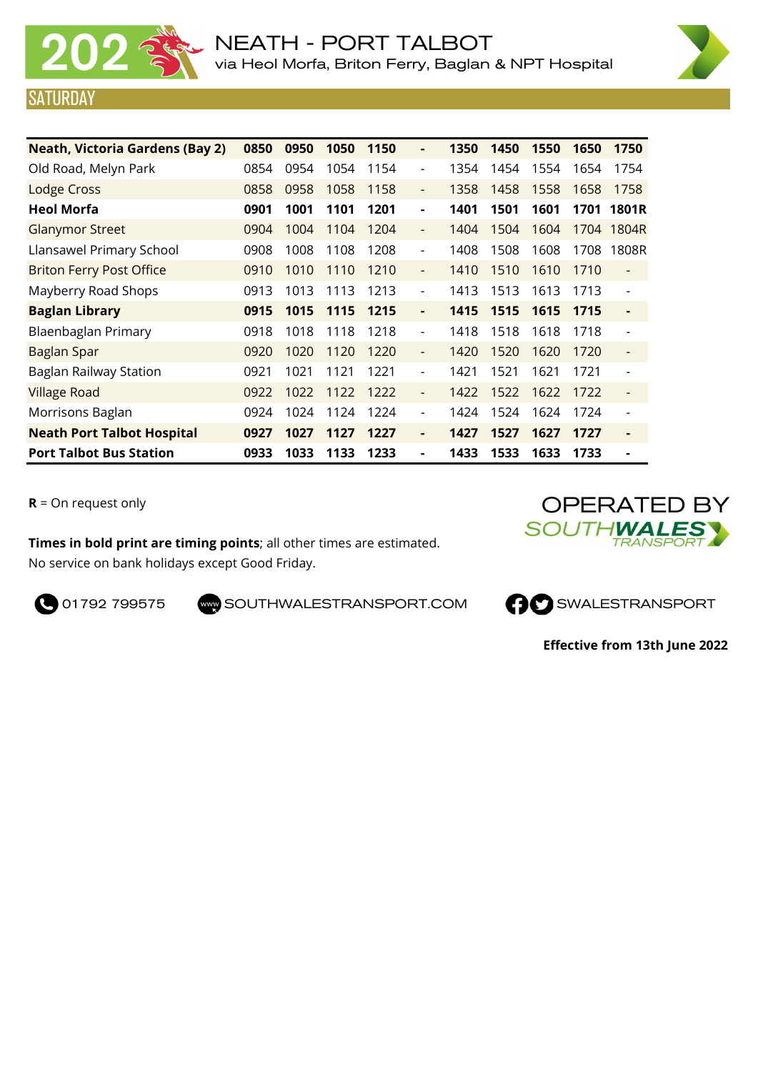# 202 NEATH - PORT TALBOT

via Heol Morfa, Briton Ferry, Baglan & NPT Hospital

## SATURDAY

| **Neath, Victoria Gardens (Bay 2)** | **0850** | **0950** | **1050** | **1150** | **-** | **1350** | **1450** | **1550** | **1650** | **1750** |
|---|---|---|---|---|---|---|---|---|---|---|
| Old Road, Melyn Park | 0854 | 0954 | 1054 | 1154 | - | 1354 | 1454 | 1554 | 1654 | 1754 |
| Lodge Cross | 0858 | 0958 | 1058 | 1158 | - | 1358 | 1458 | 1558 | 1658 | 1758 |
| **Heol Morfa** | **0901** | **1001** | **1101** | **1201** | **-** | **1401** | **1501** | **1601** | **1701** | **1801R** |
| Glanymor Street | 0904 | 1004 | 1104 | 1204 | - | 1404 | 1504 | 1604 | 1704 | 1804R |
| Llansawel Primary School | 0908 | 1008 | 1108 | 1208 | - | 1408 | 1508 | 1608 | 1708 | 1808R |
| Briton Ferry Post Office | 0910 | 1010 | 1110 | 1210 | - | 1410 | 1510 | 1610 | 1710 | - |
| Mayberry Road Shops | 0913 | 1013 | 1113 | 1213 | - | 1413 | 1513 | 1613 | 1713 | - |
| **Baglan Library** | **0915** | **1015** | **1115** | **1215** | **-** | **1415** | **1515** | **1615** | **1715** | **-** |
| Blaenbaglan Primary | 0918 | 1018 | 1118 | 1218 | - | 1418 | 1518 | 1618 | 1718 | - |
| Baglan Spar | 0920 | 1020 | 1120 | 1220 | - | 1420 | 1520 | 1620 | 1720 | - |
| Baglan Railway Station | 0921 | 1021 | 1121 | 1221 | - | 1421 | 1521 | 1621 | 1721 | - |
| Village Road | 0922 | 1022 | 1122 | 1222 | - | 1422 | 1522 | 1622 | 1722 | - |
| Morrisons Baglan | 0924 | 1024 | 1124 | 1224 | - | 1424 | 1524 | 1624 | 1724 | - |
| **Neath Port Talbot Hospital** | **0927** | **1027** | **1127** | **1227** | **-** | **1427** | **1527** | **1627** | **1727** | **-** |
| **Port Talbot Bus Station** | **0933** | **1033** | **1133** | **1233** | **-** | **1433** | **1533** | **1633** | **1733** | **-** |

**R** = On request only

**Times in bold print are timing points**; all other times are estimated.
No service on bank holidays except Good Friday.

OPERATED BY SOUTHWALES TRANSPORT

01792 799575 SOUTHWALESTRANSPORT.COM SWALESTRANSPORT

**Effective from 13th June 2022**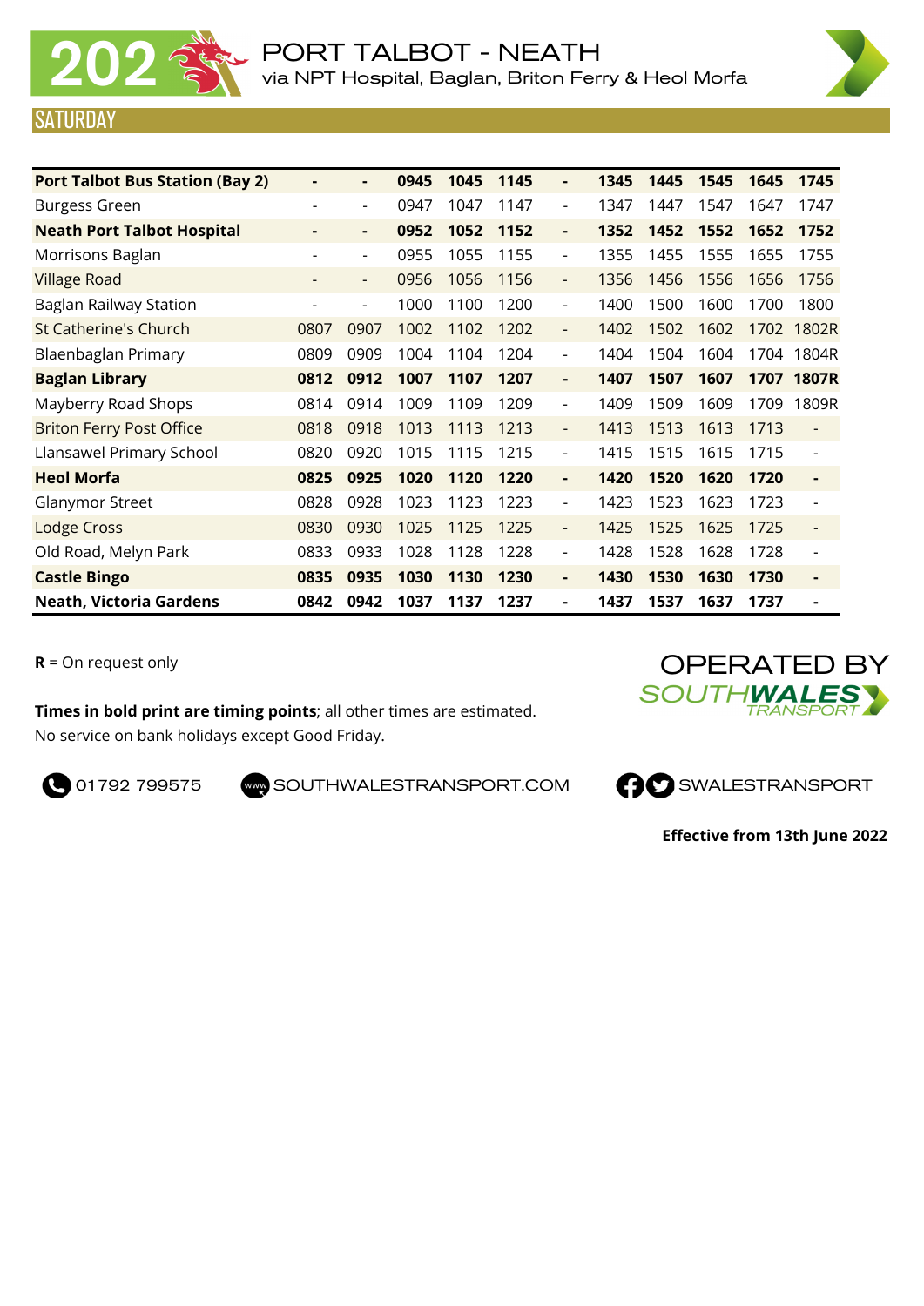# 202 PORT TALBOT - NEATH

via NPT Hospital, Baglan, Briton Ferry & Heol Morfa

## SATURDAY

| | | | | | | | | | | | |
|---|---|---|---|---|---|---|---|---|---|---|---|
| **Port Talbot Bus Station (Bay 2)** | **-** | **-** | **0945** | **1045** | **1145** | **-** | **1345** | **1445** | **1545** | **1645** | **1745** |
| Burgess Green | - | - | 0947 | 1047 | 1147 | - | 1347 | 1447 | 1547 | 1647 | 1747 |
| **Neath Port Talbot Hospital** | **-** | **-** | **0952** | **1052** | **1152** | **-** | **1352** | **1452** | **1552** | **1652** | **1752** |
| Morrisons Baglan | - | - | 0955 | 1055 | 1155 | - | 1355 | 1455 | 1555 | 1655 | 1755 |
| Village Road | - | - | 0956 | 1056 | 1156 | - | 1356 | 1456 | 1556 | 1656 | 1756 |
| Baglan Railway Station | - | - | 1000 | 1100 | 1200 | - | 1400 | 1500 | 1600 | 1700 | 1800 |
| St Catherine's Church | 0807 | 0907 | 1002 | 1102 | 1202 | - | 1402 | 1502 | 1602 | 1702 | 1802R |
| Blaenbaglan Primary | 0809 | 0909 | 1004 | 1104 | 1204 | - | 1404 | 1504 | 1604 | 1704 | 1804R |
| **Baglan Library** | **0812** | **0912** | **1007** | **1107** | **1207** | **-** | **1407** | **1507** | **1607** | **1707** | **1807R** |
| Mayberry Road Shops | 0814 | 0914 | 1009 | 1109 | 1209 | - | 1409 | 1509 | 1609 | 1709 | 1809R |
| Briton Ferry Post Office | 0818 | 0918 | 1013 | 1113 | 1213 | - | 1413 | 1513 | 1613 | 1713 | - |
| Llansawel Primary School | 0820 | 0920 | 1015 | 1115 | 1215 | - | 1415 | 1515 | 1615 | 1715 | - |
| **Heol Morfa** | **0825** | **0925** | **1020** | **1120** | **1220** | **-** | **1420** | **1520** | **1620** | **1720** | **-** |
| Glanymor Street | 0828 | 0928 | 1023 | 1123 | 1223 | - | 1423 | 1523 | 1623 | 1723 | - |
| Lodge Cross | 0830 | 0930 | 1025 | 1125 | 1225 | - | 1425 | 1525 | 1625 | 1725 | - |
| Old Road, Melyn Park | 0833 | 0933 | 1028 | 1128 | 1228 | - | 1428 | 1528 | 1628 | 1728 | - |
| **Castle Bingo** | **0835** | **0935** | **1030** | **1130** | **1230** | **-** | **1430** | **1530** | **1630** | **1730** | **-** |
| **Neath, Victoria Gardens** | **0842** | **0942** | **1037** | **1137** | **1237** | **-** | **1437** | **1537** | **1637** | **1737** | **-** |

**R** = On request only

**Times in bold print are timing points**; all other times are estimated.
No service on bank holidays except Good Friday.

OPERATED BY SOUTHWALES TRANSPORT

01792 799575 SOUTHWALESTRANSPORT.COM SWALESTRANSPORT

**Effective from 13th June 2022**